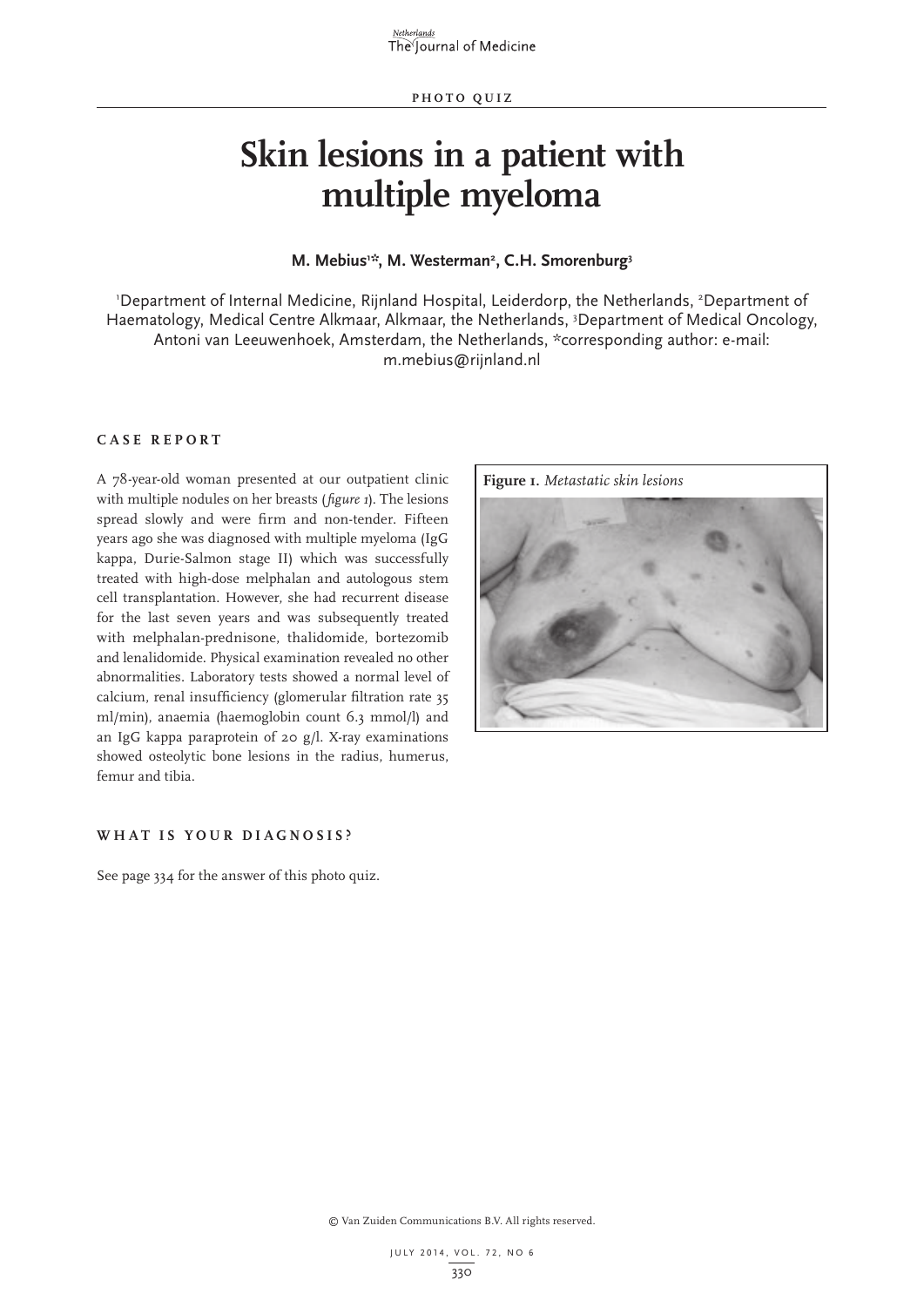PHOTO QUIZ

# Skin lesions in a patient with multiple myeloma

**M. Mebius[1]*, M. Westerman[2], C.H. Smorenburg[3]**

[1]Department of Internal Medicine, Rijnland Hospital, Leiderdorp, the Netherlands, [2]Department of Haematology, Medical Centre Alkmaar, Alkmaar, the Netherlands, [3]Department of Medical Oncology, Antoni van Leeuwenhoek, Amsterdam, the Netherlands, *corresponding author: e-mail: m.mebius@rijnland.nl

## CASE REPORT

A 78-year-old woman presented at our outpatient clinic with multiple nodules on her breasts (*figure 1*). The lesions spread slowly and were firm and non-tender. Fifteen years ago she was diagnosed with multiple myeloma (IgG kappa, Durie-Salmon stage II) which was successfully treated with high-dose melphalan and autologous stem cell transplantation. However, she had recurrent disease for the last seven years and was subsequently treated with melphalan-prednisone, thalidomide, bortezomib and lenalidomide. Physical examination revealed no other abnormalities. Laboratory tests showed a normal level of calcium, renal insufficiency (glomerular filtration rate 35 ml/min), anaemia (haemoglobin count 6.3 mmol/l) and an IgG kappa paraprotein of 20 g/l. X-ray examinations showed osteolytic bone lesions in the radius, humerus, femur and tibia.

**Figure 1.** *Metastatic skin lesions*

## WHAT IS YOUR DIAGNOSIS?

See page 334 for the answer of this photo quiz.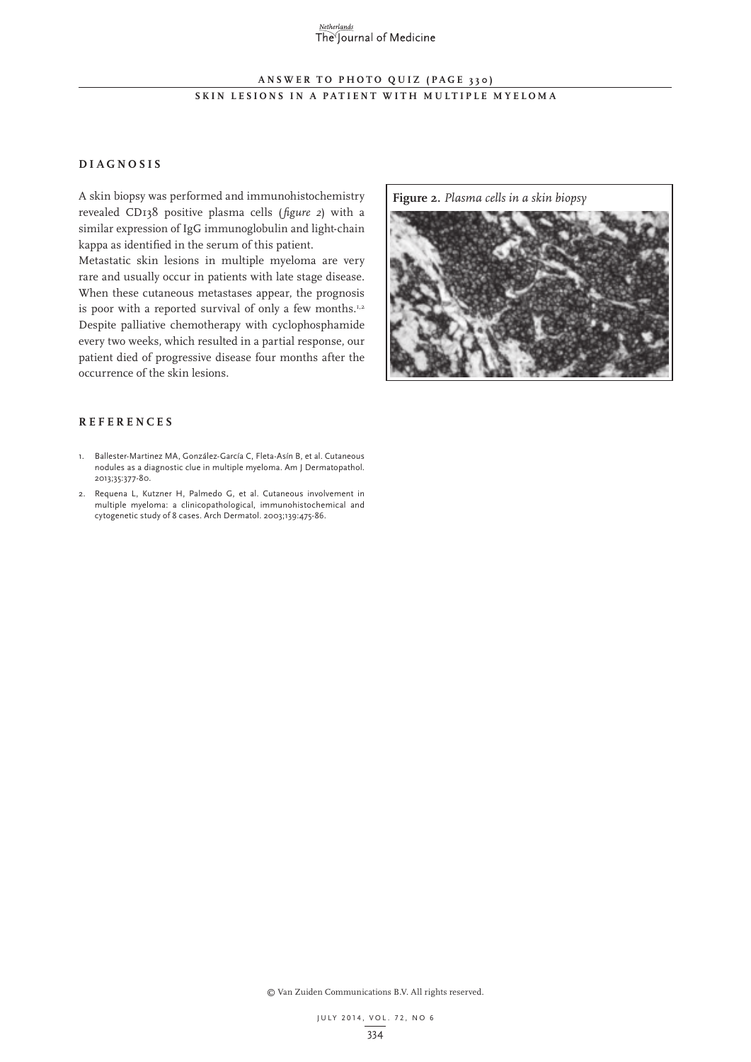## ANSWER TO PHOTO QUIZ (PAGE 330)

### SKIN LESIONS IN A PATIENT WITH MULTIPLE MYELOMA

### DIAGNOSIS

A skin biopsy was performed and immunohistochemistry revealed CD138 positive plasma cells (*figure 2*) with a similar expression of IgG immunoglobulin and light-chain kappa as identified in the serum of this patient.

Metastatic skin lesions in multiple myeloma are very rare and usually occur in patients with late stage disease. When these cutaneous metastases appear, the prognosis is poor with a reported survival of only a few months.[1,2] Despite palliative chemotherapy with cyclophosphamide every two weeks, which resulted in a partial response, our patient died of progressive disease four months after the occurrence of the skin lesions.

**Figure 2.** *Plasma cells in a skin biopsy*

### REFERENCES

1. Ballester-Martinez MA, González-García C, Fleta-Asín B, et al. Cutaneous nodules as a diagnostic clue in multiple myeloma. Am J Dermatopathol. 2013;35:377-80.
2. Requena L, Kutzner H, Palmedo G, et al. Cutaneous involvement in multiple myeloma: a clinicopathological, immunohistochemical and cytogenetic study of 8 cases. Arch Dermatol. 2003;139:475-86.